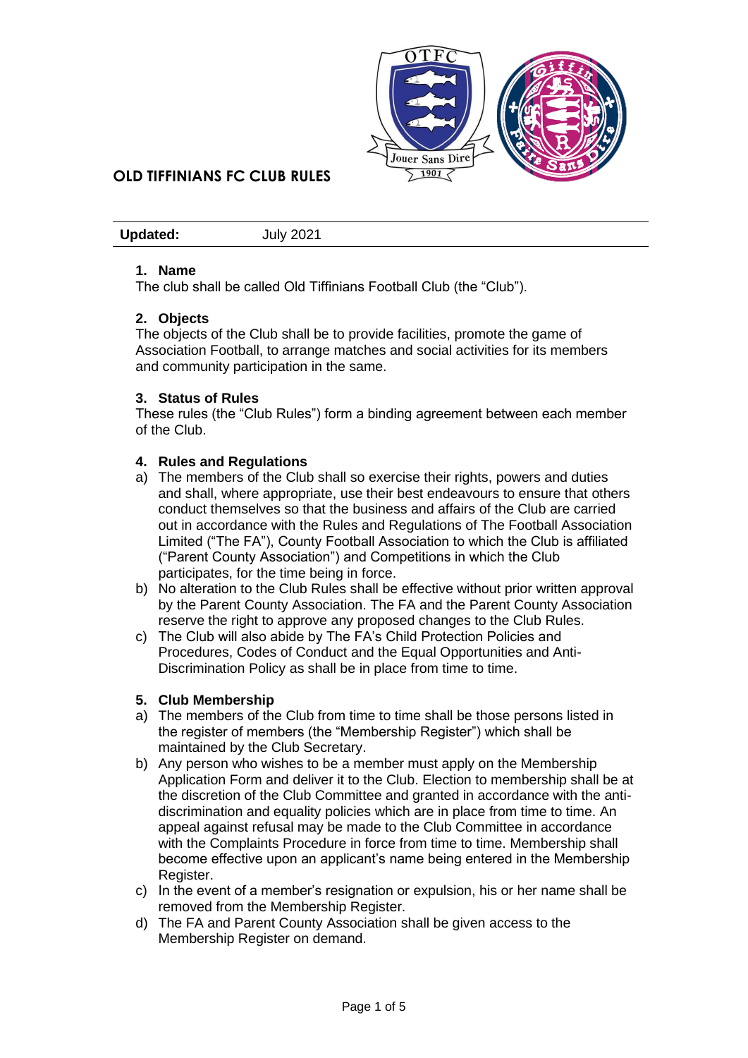# OLD TIFFINIANS FC CLUB RULES

| **Updated:** | July 2021 |
|---|---|

## 1. Name

The club shall be called Old Tiffinians Football Club (the "Club").

## 2. Objects

The objects of the Club shall be to provide facilities, promote the game of Association Football, to arrange matches and social activities for its members and community participation in the same.

## 3. Status of Rules

These rules (the "Club Rules") form a binding agreement between each member of the Club.

## 4. Rules and Regulations

a) The members of the Club shall so exercise their rights, powers and duties and shall, where appropriate, use their best endeavours to ensure that others conduct themselves so that the business and affairs of the Club are carried out in accordance with the Rules and Regulations of The Football Association Limited ("The FA"), County Football Association to which the Club is affiliated ("Parent County Association") and Competitions in which the Club participates, for the time being in force.

b) No alteration to the Club Rules shall be effective without prior written approval by the Parent County Association. The FA and the Parent County Association reserve the right to approve any proposed changes to the Club Rules.

c) The Club will also abide by The FA's Child Protection Policies and Procedures, Codes of Conduct and the Equal Opportunities and Anti-Discrimination Policy as shall be in place from time to time.

## 5. Club Membership

a) The members of the Club from time to time shall be those persons listed in the register of members (the "Membership Register") which shall be maintained by the Club Secretary.

b) Any person who wishes to be a member must apply on the Membership Application Form and deliver it to the Club. Election to membership shall be at the discretion of the Club Committee and granted in accordance with the anti-discrimination and equality policies which are in place from time to time. An appeal against refusal may be made to the Club Committee in accordance with the Complaints Procedure in force from time to time. Membership shall become effective upon an applicant's name being entered in the Membership Register.

c) In the event of a member's resignation or expulsion, his or her name shall be removed from the Membership Register.

d) The FA and Parent County Association shall be given access to the Membership Register on demand.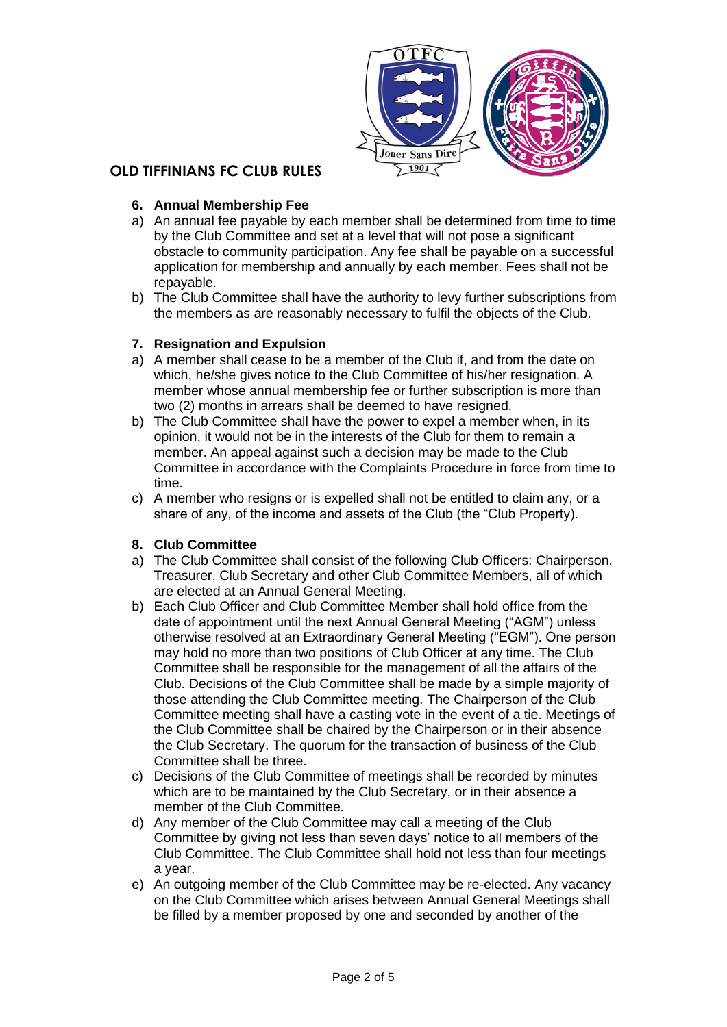# OLD TIFFINIANS FC CLUB RULES

### 6. Annual Membership Fee

a) An annual fee payable by each member shall be determined from time to time by the Club Committee and set at a level that will not pose a significant obstacle to community participation. Any fee shall be payable on a successful application for membership and annually by each member. Fees shall not be repayable.

b) The Club Committee shall have the authority to levy further subscriptions from the members as are reasonably necessary to fulfil the objects of the Club.

### 7. Resignation and Expulsion

a) A member shall cease to be a member of the Club if, and from the date on which, he/she gives notice to the Club Committee of his/her resignation. A member whose annual membership fee or further subscription is more than two (2) months in arrears shall be deemed to have resigned.

b) The Club Committee shall have the power to expel a member when, in its opinion, it would not be in the interests of the Club for them to remain a member. An appeal against such a decision may be made to the Club Committee in accordance with the Complaints Procedure in force from time to time.

c) A member who resigns or is expelled shall not be entitled to claim any, or a share of any, of the income and assets of the Club (the "Club Property).

### 8. Club Committee

a) The Club Committee shall consist of the following Club Officers: Chairperson, Treasurer, Club Secretary and other Club Committee Members, all of which are elected at an Annual General Meeting.

b) Each Club Officer and Club Committee Member shall hold office from the date of appointment until the next Annual General Meeting ("AGM") unless otherwise resolved at an Extraordinary General Meeting ("EGM"). One person may hold no more than two positions of Club Officer at any time. The Club Committee shall be responsible for the management of all the affairs of the Club. Decisions of the Club Committee shall be made by a simple majority of those attending the Club Committee meeting. The Chairperson of the Club Committee meeting shall have a casting vote in the event of a tie. Meetings of the Club Committee shall be chaired by the Chairperson or in their absence the Club Secretary. The quorum for the transaction of business of the Club Committee shall be three.

c) Decisions of the Club Committee of meetings shall be recorded by minutes which are to be maintained by the Club Secretary, or in their absence a member of the Club Committee.

d) Any member of the Club Committee may call a meeting of the Club Committee by giving not less than seven days' notice to all members of the Club Committee. The Club Committee shall hold not less than four meetings a year.

e) An outgoing member of the Club Committee may be re-elected. Any vacancy on the Club Committee which arises between Annual General Meetings shall be filled by a member proposed by one and seconded by another of the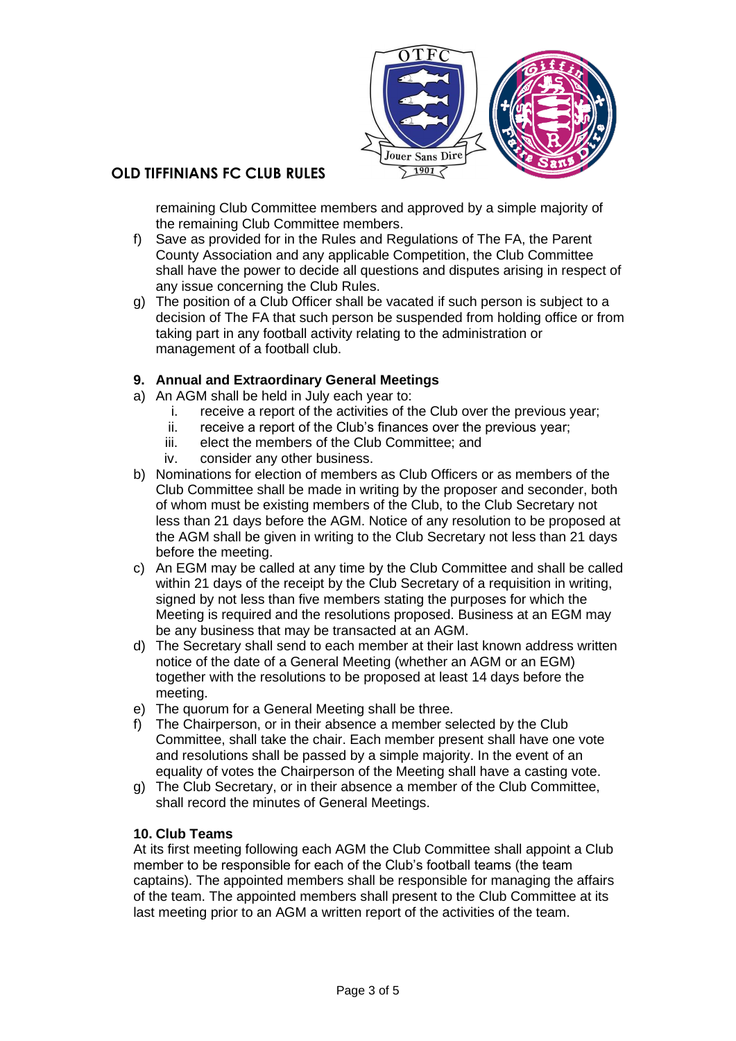remaining Club Committee members and approved by a simple majority of the remaining Club Committee members.

f) Save as provided for in the Rules and Regulations of The FA, the Parent County Association and any applicable Competition, the Club Committee shall have the power to decide all questions and disputes arising in respect of any issue concerning the Club Rules.

g) The position of a Club Officer shall be vacated if such person is subject to a decision of The FA that such person be suspended from holding office or from taking part in any football activity relating to the administration or management of a football club.

### 9. Annual and Extraordinary General Meetings

a) An AGM shall be held in July each year to:
   i. receive a report of the activities of the Club over the previous year;
   ii. receive a report of the Club's finances over the previous year;
   iii. elect the members of the Club Committee; and
   iv. consider any other business.

b) Nominations for election of members as Club Officers or as members of the Club Committee shall be made in writing by the proposer and seconder, both of whom must be existing members of the Club, to the Club Secretary not less than 21 days before the AGM. Notice of any resolution to be proposed at the AGM shall be given in writing to the Club Secretary not less than 21 days before the meeting.

c) An EGM may be called at any time by the Club Committee and shall be called within 21 days of the receipt by the Club Secretary of a requisition in writing, signed by not less than five members stating the purposes for which the Meeting is required and the resolutions proposed. Business at an EGM may be any business that may be transacted at an AGM.

d) The Secretary shall send to each member at their last known address written notice of the date of a General Meeting (whether an AGM or an EGM) together with the resolutions to be proposed at least 14 days before the meeting.

e) The quorum for a General Meeting shall be three.

f) The Chairperson, or in their absence a member selected by the Club Committee, shall take the chair. Each member present shall have one vote and resolutions shall be passed by a simple majority. In the event of an equality of votes the Chairperson of the Meeting shall have a casting vote.

g) The Club Secretary, or in their absence a member of the Club Committee, shall record the minutes of General Meetings.

### 10. Club Teams

At its first meeting following each AGM the Club Committee shall appoint a Club member to be responsible for each of the Club's football teams (the team captains). The appointed members shall be responsible for managing the affairs of the team. The appointed members shall present to the Club Committee at its last meeting prior to an AGM a written report of the activities of the team.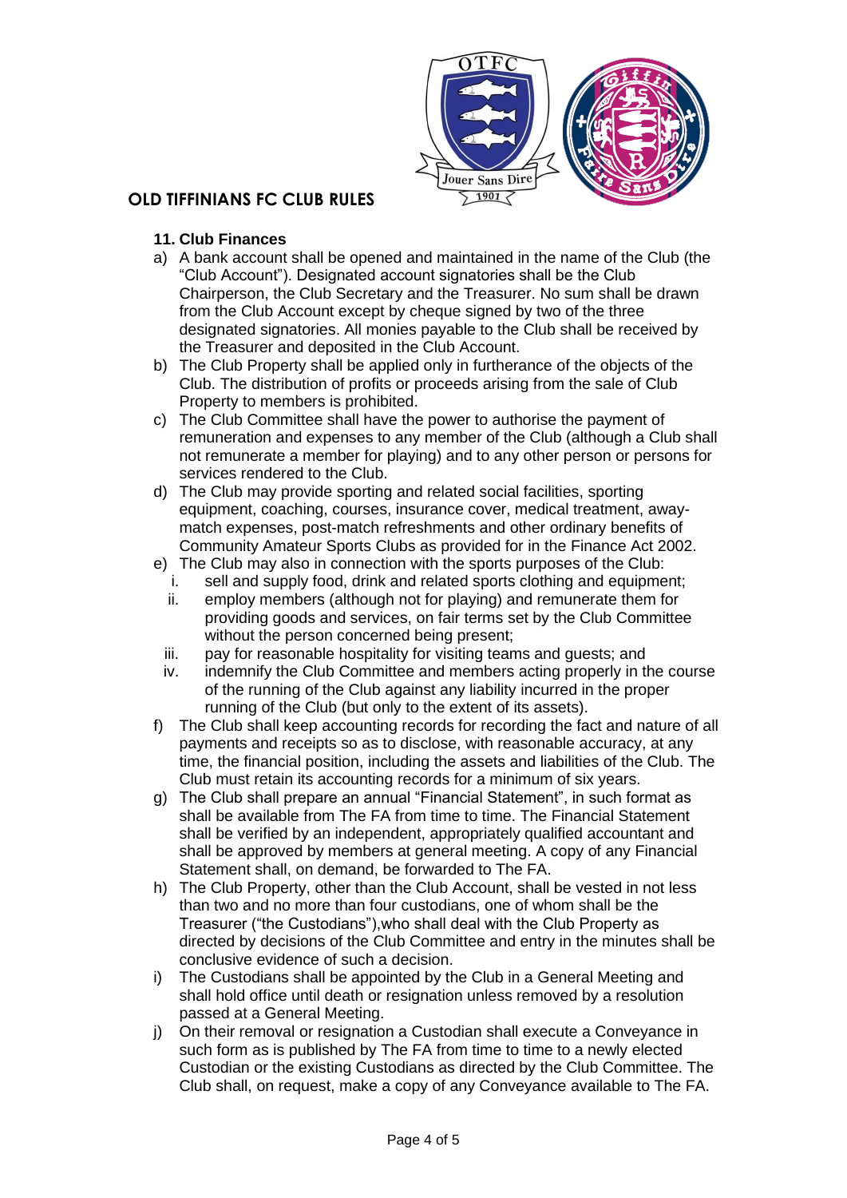# OLD TIFFINIANS FC CLUB RULES

### 11. Club Finances

a) A bank account shall be opened and maintained in the name of the Club (the "Club Account"). Designated account signatories shall be the Club Chairperson, the Club Secretary and the Treasurer. No sum shall be drawn from the Club Account except by cheque signed by two of the three designated signatories. All monies payable to the Club shall be received by the Treasurer and deposited in the Club Account.

b) The Club Property shall be applied only in furtherance of the objects of the Club. The distribution of profits or proceeds arising from the sale of Club Property to members is prohibited.

c) The Club Committee shall have the power to authorise the payment of remuneration and expenses to any member of the Club (although a Club shall not remunerate a member for playing) and to any other person or persons for services rendered to the Club.

d) The Club may provide sporting and related social facilities, sporting equipment, coaching, courses, insurance cover, medical treatment, away-match expenses, post-match refreshments and other ordinary benefits of Community Amateur Sports Clubs as provided for in the Finance Act 2002.

e) The Club may also in connection with the sports purposes of the Club:
   i. sell and supply food, drink and related sports clothing and equipment;
   ii. employ members (although not for playing) and remunerate them for providing goods and services, on fair terms set by the Club Committee without the person concerned being present;
   iii. pay for reasonable hospitality for visiting teams and guests; and
   iv. indemnify the Club Committee and members acting properly in the course of the running of the Club against any liability incurred in the proper running of the Club (but only to the extent of its assets).

f) The Club shall keep accounting records for recording the fact and nature of all payments and receipts so as to disclose, with reasonable accuracy, at any time, the financial position, including the assets and liabilities of the Club. The Club must retain its accounting records for a minimum of six years.

g) The Club shall prepare an annual "Financial Statement", in such format as shall be available from The FA from time to time. The Financial Statement shall be verified by an independent, appropriately qualified accountant and shall be approved by members at general meeting. A copy of any Financial Statement shall, on demand, be forwarded to The FA.

h) The Club Property, other than the Club Account, shall be vested in not less than two and no more than four custodians, one of whom shall be the Treasurer ("the Custodians"),who shall deal with the Club Property as directed by decisions of the Club Committee and entry in the minutes shall be conclusive evidence of such a decision.

i) The Custodians shall be appointed by the Club in a General Meeting and shall hold office until death or resignation unless removed by a resolution passed at a General Meeting.

j) On their removal or resignation a Custodian shall execute a Conveyance in such form as is published by The FA from time to time to a newly elected Custodian or the existing Custodians as directed by the Club Committee. The Club shall, on request, make a copy of any Conveyance available to The FA.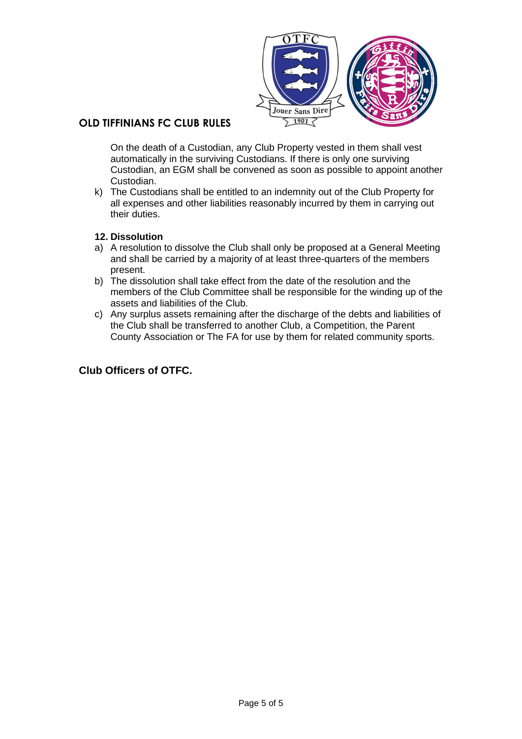On the death of a Custodian, any Club Property vested in them shall vest automatically in the surviving Custodians. If there is only one surviving Custodian, an EGM shall be convened as soon as possible to appoint another Custodian.

k) The Custodians shall be entitled to an indemnity out of the Club Property for all expenses and other liabilities reasonably incurred by them in carrying out their duties.

### 12. Dissolution

a) A resolution to dissolve the Club shall only be proposed at a General Meeting and shall be carried by a majority of at least three-quarters of the members present.
b) The dissolution shall take effect from the date of the resolution and the members of the Club Committee shall be responsible for the winding up of the assets and liabilities of the Club.
c) Any surplus assets remaining after the discharge of the debts and liabilities of the Club shall be transferred to another Club, a Competition, the Parent County Association or The FA for use by them for related community sports.

## Club Officers of OTFC.